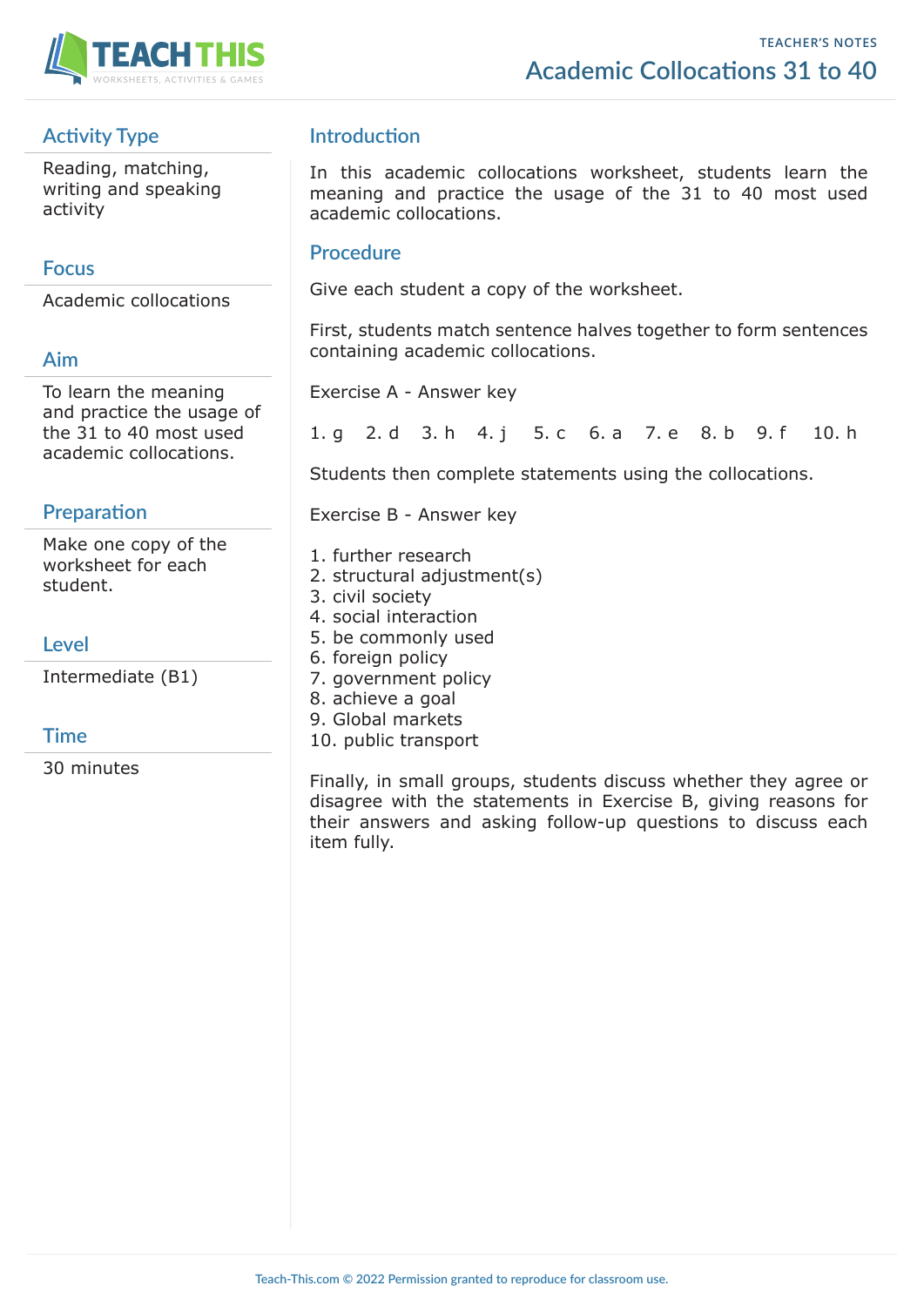TEACHER'S NOTES

# Academic Collocations 31 to 40

## Activity Type

Reading, matching, writing and speaking activity

## Focus

Academic collocations

## Aim

To learn the meaning and practice the usage of the 31 to 40 most used academic collocations.

## Preparation

Make one copy of the worksheet for each student.

## Level

Intermediate (B1)

## Time

30 minutes

## Introduction

In this academic collocations worksheet, students learn the meaning and practice the usage of the 31 to 40 most used academic collocations.

## Procedure

Give each student a copy of the worksheet.

First, students match sentence halves together to form sentences containing academic collocations.

Exercise A - Answer key

1. g   2. d   3. h   4. j   5. c   6. a   7. e   8. b   9. f   10. h

Students then complete statements using the collocations.

Exercise B - Answer key

1. further research
2. structural adjustment(s)
3. civil society
4. social interaction
5. be commonly used
6. foreign policy
7. government policy
8. achieve a goal
9. Global markets
10. public transport

Finally, in small groups, students discuss whether they agree or disagree with the statements in Exercise B, giving reasons for their answers and asking follow-up questions to discuss each item fully.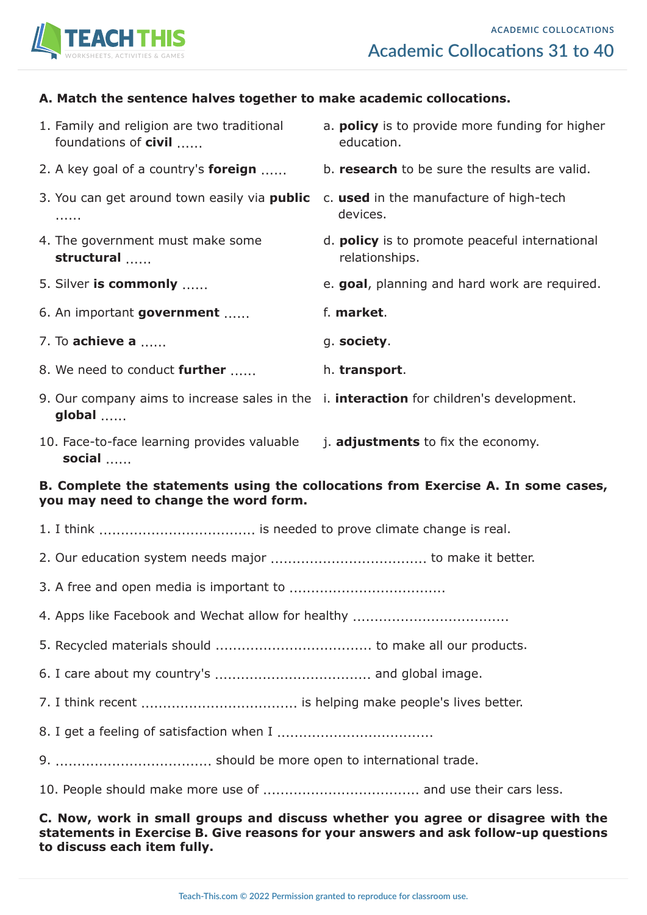# Academic Collocations 31 to 40

### A. Match the sentence halves together to make academic collocations.

1. Family and religion are two traditional foundations of **civil** ......
2. A key goal of a country's **foreign** ......
3. You can get around town easily via **public** ......
4. The government must make some **structural** ......
5. Silver **is commonly** ......
6. An important **government** ......
7. To **achieve a** ......
8. We need to conduct **further** ......
9. Our company aims to increase sales in the **global** ......
10. Face-to-face learning provides valuable **social** ......

a. **policy** is to provide more funding for higher education.
b. **research** to be sure the results are valid.
c. **used** in the manufacture of high-tech devices.
d. **policy** is to promote peaceful international relationships.
e. **goal**, planning and hard work are required.
f. **market**.
g. **society**.
h. **transport**.
i. **interaction** for children's development.
j. **adjustments** to fix the economy.

### B. Complete the statements using the collocations from Exercise A. In some cases, you may need to change the word form.

1. I think .................................... is needed to prove climate change is real.
2. Our education system needs major .................................... to make it better.
3. A free and open media is important to ....................................
4. Apps like Facebook and Wechat allow for healthy ....................................
5. Recycled materials should .................................... to make all our products.
6. I care about my country's .................................... and global image.
7. I think recent .................................... is helping make people's lives better.
8. I get a feeling of satisfaction when I ....................................
9. .................................... should be more open to international trade.
10. People should make more use of .................................... and use their cars less.

### C. Now, work in small groups and discuss whether you agree or disagree with the statements in Exercise B. Give reasons for your answers and ask follow-up questions to discuss each item fully.